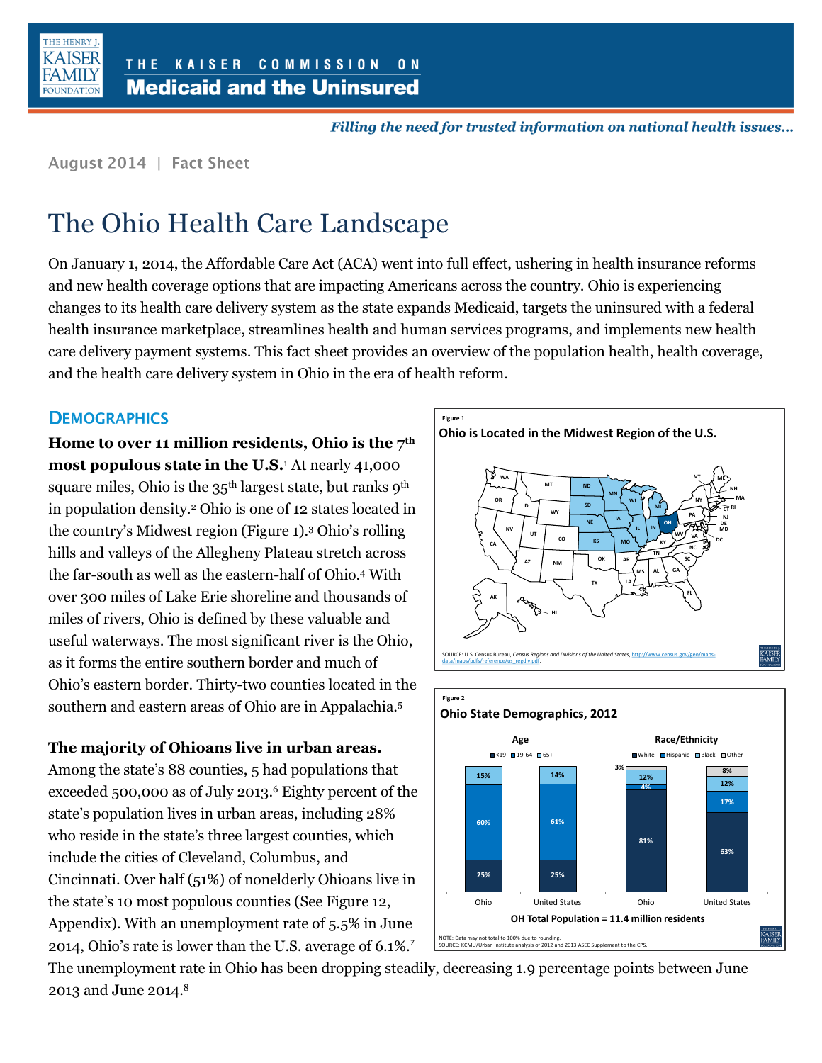THE KAISER COMMISSION ON
**Medicaid and the Uninsured**

*Filling the need for trusted information on national health issues…*

August 2014 | Fact Sheet

# The Ohio Health Care Landscape

On January 1, 2014, the Affordable Care Act (ACA) went into full effect, ushering in health insurance reforms and new health coverage options that are impacting Americans across the country. Ohio is experiencing changes to its health care delivery system as the state expands Medicaid, targets the uninsured with a federal health insurance marketplace, streamlines health and human services programs, and implements new health care delivery payment systems. This fact sheet provides an overview of the population health, health coverage, and the health care delivery system in Ohio in the era of health reform.

## DEMOGRAPHICS

**Home to over 11 million residents, Ohio is the 7th most populous state in the U.S.**[1] At nearly 41,000 square miles, Ohio is the 35th largest state, but ranks 9th in population density.[2] Ohio is one of 12 states located in the country's Midwest region (Figure 1).[3] Ohio's rolling hills and valleys of the Allegheny Plateau stretch across the far-south as well as the eastern-half of Ohio.[4] With over 300 miles of Lake Erie shoreline and thousands of miles of rivers, Ohio is defined by these valuable and useful waterways. The most significant river is the Ohio, as it forms the entire southern border and much of Ohio's eastern border. Thirty-two counties located in the southern and eastern areas of Ohio are in Appalachia.[5]

**The majority of Ohioans live in urban areas.** Among the state's 88 counties, 5 had populations that exceeded 500,000 as of July 2013.[6] Eighty percent of the state's population lives in urban areas, including 28% who reside in the state's three largest counties, which include the cities of Cleveland, Columbus, and Cincinnati. Over half (51%) of nonelderly Ohioans live in the state's 10 most populous counties (See Figure 12, Appendix). With an unemployment rate of 5.5% in June 2014, Ohio's rate is lower than the U.S. average of 6.1%.[7] The unemployment rate in Ohio has been dropping steadily, decreasing 1.9 percentage points between June 2013 and June 2014.[8]

Figure 1

**Ohio is Located in the Midwest Region of the U.S.**

SOURCE: U.S. Census Bureau, *Census Regions and Divisions of the United States*, http://www.census.gov/geo/maps-data/maps/pdfs/reference/us_regdiv.pdf.

Figure 2

**Ohio State Demographics, 2012**

Age

| | Ohio | United States |
|---|---|---|
| <19 | 25% | 25% |
| 19-64 | 60% | 61% |
| 65+ | 15% | 14% |

Race/Ethnicity

| | Ohio | United States |
|---|---|---|
| White | 81% | 63% |
| Hispanic | 4% | 17% |
| Black | 12% | 12% |
| Other | 3% | 8% |

OH Total Population = 11.4 million residents

NOTE: Data may not total to 100% due to rounding.
SOURCE: KCMU/Urban Institute analysis of 2012 and 2013 ASEC Supplement to the CPS.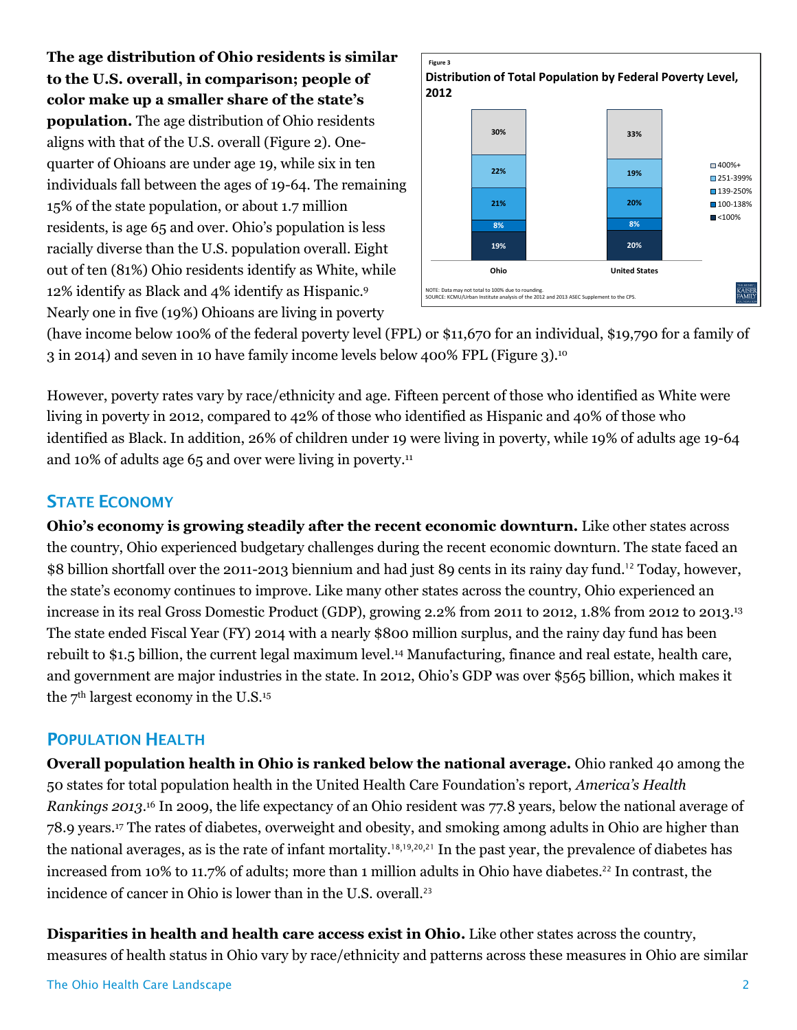**The age distribution of Ohio residents is similar to the U.S. overall, in comparison; people of color make up a smaller share of the state's population.** The age distribution of Ohio residents aligns with that of the U.S. overall (Figure 2). One-quarter of Ohioans are under age 19, while six in ten individuals fall between the ages of 19-64. The remaining 15% of the state population, or about 1.7 million residents, is age 65 and over. Ohio's population is less racially diverse than the U.S. population overall. Eight out of ten (81%) Ohio residents identify as White, while 12% identify as Black and 4% identify as Hispanic.[9] Nearly one in five (19%) Ohioans are living in poverty (have income below 100% of the federal poverty level (FPL) or $11,670 for an individual, $19,790 for a family of 3 in 2014) and seven in 10 have family income levels below 400% FPL (Figure 3).[10]

Figure 3

**Distribution of Total Population by Federal Poverty Level, 2012**

| | Ohio | United States |
|---|---|---|
| 400%+ | 30% | 33% |
| 251-399% | 22% | 19% |
| 139-250% | 21% | 20% |
| 100-138% | 8% | 8% |
| <100% | 19% | 20% |

NOTE: Data may not total to 100% due to rounding.
SOURCE: KCMU/Urban Institute analysis of the 2012 and 2013 ASEC Supplement to the CPS.

However, poverty rates vary by race/ethnicity and age. Fifteen percent of those who identified as White were living in poverty in 2012, compared to 42% of those who identified as Hispanic and 40% of those who identified as Black. In addition, 26% of children under 19 were living in poverty, while 19% of adults age 19-64 and 10% of adults age 65 and over were living in poverty.[11]

## State Economy

**Ohio's economy is growing steadily after the recent economic downturn.** Like other states across the country, Ohio experienced budgetary challenges during the recent economic downturn. The state faced an $8 billion shortfall over the 2011-2013 biennium and had just 89 cents in its rainy day fund.[12] Today, however, the state's economy continues to improve. Like many other states across the country, Ohio experienced an increase in its real Gross Domestic Product (GDP), growing 2.2% from 2011 to 2012, 1.8% from 2012 to 2013.[13] The state ended Fiscal Year (FY) 2014 with a nearly $800 million surplus, and the rainy day fund has been rebuilt to $1.5 billion, the current legal maximum level.[14] Manufacturing, finance and real estate, health care, and government are major industries in the state. In 2012, Ohio's GDP was over $565 billion, which makes it the 7th largest economy in the U.S.[15]

## Population Health

**Overall population health in Ohio is ranked below the national average.** Ohio ranked 40 among the 50 states for total population health in the United Health Care Foundation's report, *America's Health Rankings 2013*.[16] In 2009, the life expectancy of an Ohio resident was 77.8 years, below the national average of 78.9 years.[17] The rates of diabetes, overweight and obesity, and smoking among adults in Ohio are higher than the national averages, as is the rate of infant mortality.[18,19,20,21] In the past year, the prevalence of diabetes has increased from 10% to 11.7% of adults; more than 1 million adults in Ohio have diabetes.[22] In contrast, the incidence of cancer in Ohio is lower than in the U.S. overall.[23]

**Disparities in health and health care access exist in Ohio.** Like other states across the country, measures of health status in Ohio vary by race/ethnicity and patterns across these measures in Ohio are similar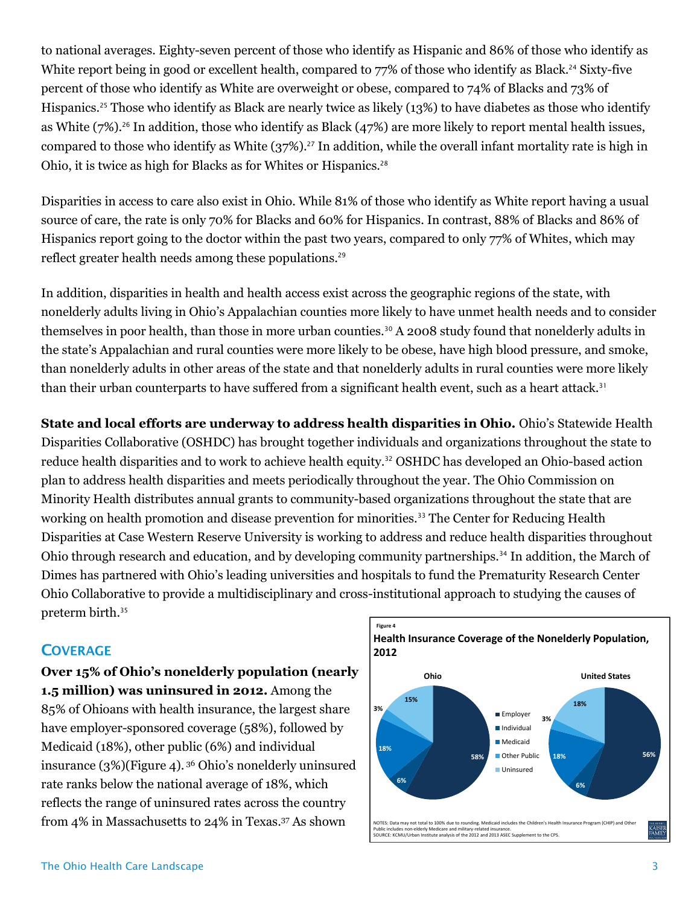to national averages. Eighty-seven percent of those who identify as Hispanic and 86% of those who identify as White report being in good or excellent health, compared to 77% of those who identify as Black.[24] Sixty-five percent of those who identify as White are overweight or obese, compared to 74% of Blacks and 73% of Hispanics.[25] Those who identify as Black are nearly twice as likely (13%) to have diabetes as those who identify as White (7%).[26] In addition, those who identify as Black (47%) are more likely to report mental health issues, compared to those who identify as White (37%).[27] In addition, while the overall infant mortality rate is high in Ohio, it is twice as high for Blacks as for Whites or Hispanics.[28]

Disparities in access to care also exist in Ohio. While 81% of those who identify as White report having a usual source of care, the rate is only 70% for Blacks and 60% for Hispanics. In contrast, 88% of Blacks and 86% of Hispanics report going to the doctor within the past two years, compared to only 77% of Whites, which may reflect greater health needs among these populations.[29]

In addition, disparities in health and health access exist across the geographic regions of the state, with nonelderly adults living in Ohio's Appalachian counties more likely to have unmet health needs and to consider themselves in poor health, than those in more urban counties.[30] A 2008 study found that nonelderly adults in the state's Appalachian and rural counties were more likely to be obese, have high blood pressure, and smoke, than nonelderly adults in other areas of the state and that nonelderly adults in rural counties were more likely than their urban counterparts to have suffered from a significant health event, such as a heart attack.[31]

**State and local efforts are underway to address health disparities in Ohio.** Ohio's Statewide Health Disparities Collaborative (OSHDC) has brought together individuals and organizations throughout the state to reduce health disparities and to work to achieve health equity.[32] OSHDC has developed an Ohio-based action plan to address health disparities and meets periodically throughout the year. The Ohio Commission on Minority Health distributes annual grants to community-based organizations throughout the state that are working on health promotion and disease prevention for minorities.[33] The Center for Reducing Health Disparities at Case Western Reserve University is working to address and reduce health disparities throughout Ohio through research and education, and by developing community partnerships.[34] In addition, the March of Dimes has partnered with Ohio's leading universities and hospitals to fund the Prematurity Research Center Ohio Collaborative to provide a multidisciplinary and cross-institutional approach to studying the causes of preterm birth.[35]

## Coverage

**Over 15% of Ohio's nonelderly population (nearly 1.5 million) was uninsured in 2012.** Among the 85% of Ohioans with health insurance, the largest share have employer-sponsored coverage (58%), followed by Medicaid (18%), other public (6%) and individual insurance (3%)(Figure 4).[36] Ohio's nonelderly uninsured rate ranks below the national average of 18%, which reflects the range of uninsured rates across the country from 4% in Massachusetts to 24% in Texas.[37] As shown

Figure 4

**Health Insurance Coverage of the Nonelderly Population, 2012**

| Coverage | Ohio | United States |
|---|---|---|
| Employer | 58% | 56% |
| Individual | 3% | 3% |
| Medicaid | 18% | 18% |
| Other Public | 6% | 6% |
| Uninsured | 15% | 18% |

NOTES: Data may not total to 100% due to rounding. Medicaid includes the Children's Health Insurance Program (CHIP) and Other Public includes non-elderly Medicare and military-related insurance.
SOURCE: KCMU/Urban Institute analysis of the 2012 and 2013 ASEC Supplement to the CPS.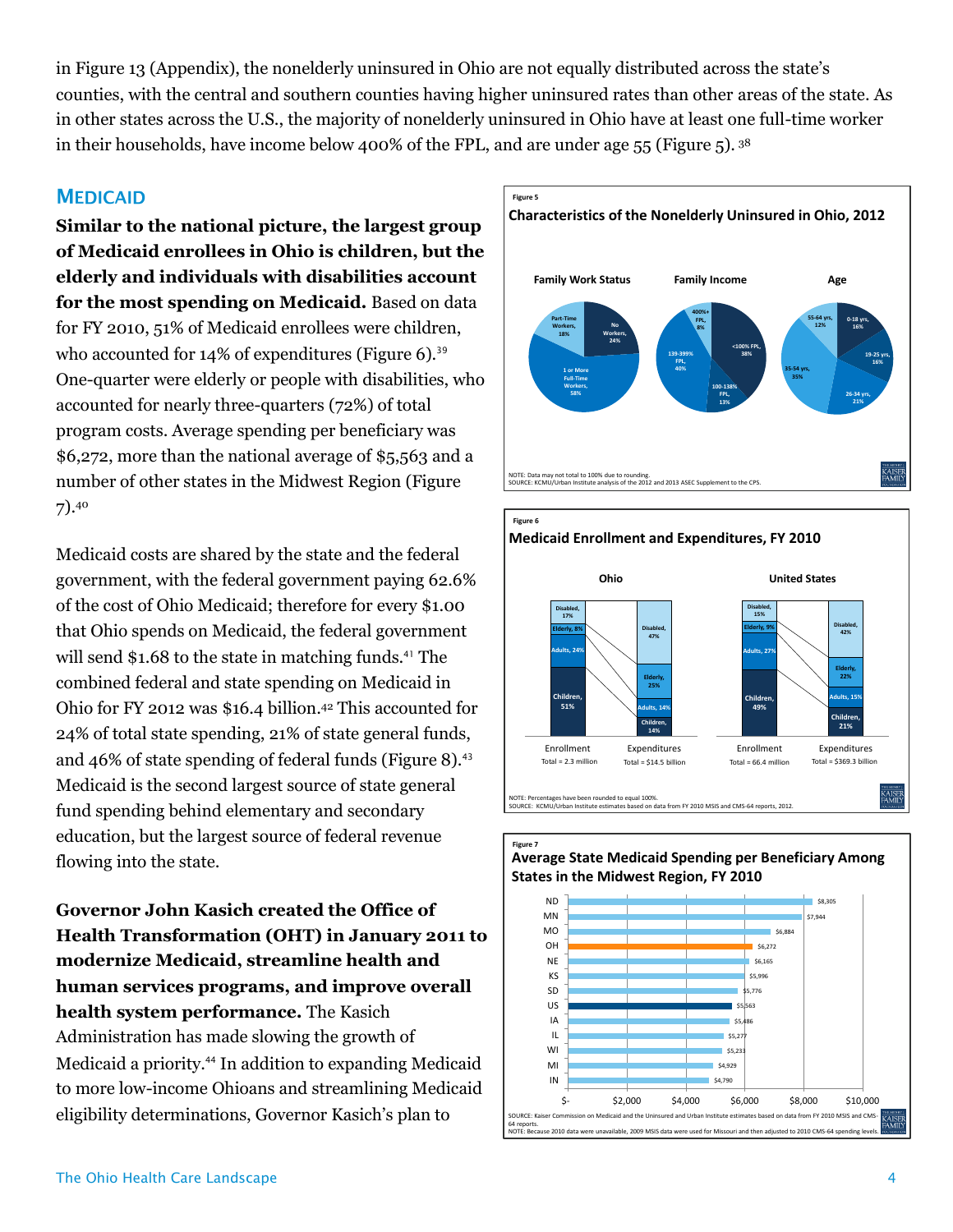in Figure 13 (Appendix), the nonelderly uninsured in Ohio are not equally distributed across the state's counties, with the central and southern counties having higher uninsured rates than other areas of the state. As in other states across the U.S., the majority of nonelderly uninsured in Ohio have at least one full-time worker in their households, have income below 400% of the FPL, and are under age 55 (Figure 5).[38]

## MEDICAID

**Similar to the national picture, the largest group of Medicaid enrollees in Ohio is children, but the elderly and individuals with disabilities account for the most spending on Medicaid.** Based on data for FY 2010, 51% of Medicaid enrollees were children, who accounted for 14% of expenditures (Figure 6).[39] One-quarter were elderly or people with disabilities, who accounted for nearly three-quarters (72%) of total program costs. Average spending per beneficiary was $6,272, more than the national average of $5,563 and a number of other states in the Midwest Region (Figure 7).[40]

Medicaid costs are shared by the state and the federal government, with the federal government paying 62.6% of the cost of Ohio Medicaid; therefore for every $1.00 that Ohio spends on Medicaid, the federal government will send $1.68 to the state in matching funds.[41] The combined federal and state spending on Medicaid in Ohio for FY 2012 was $16.4 billion.[42] This accounted for 24% of total state spending, 21% of state general funds, and 46% of state spending of federal funds (Figure 8).[43] Medicaid is the second largest source of state general fund spending behind elementary and secondary education, but the largest source of federal revenue flowing into the state.

**Governor John Kasich created the Office of Health Transformation (OHT) in January 2011 to modernize Medicaid, streamline health and human services programs, and improve overall health system performance.** The Kasich Administration has made slowing the growth of Medicaid a priority.[44] In addition to expanding Medicaid to more low-income Ohioans and streamlining Medicaid eligibility determinations, Governor Kasich's plan to

Figure 5

**Characteristics of the Nonelderly Uninsured in Ohio, 2012**

| Family Work Status | | Family Income | | Age | |
|---|---|---|---|---|---|
| 1 or More Full-Time Workers | 58% | <100% FPL | 38% | 0-18 yrs | 16% |
| Part-Time Workers | 18% | 100-138% FPL | 13% | 19-25 yrs | 16% |
| No Workers | 24% | 139-399% FPL | 40% | 26-34 yrs | 21% |
| | | 400%+ FPL | 8% | 35-54 yrs | 35% |
| | | | | 55-64 yrs | 12% |

NOTE: Data may not total to 100% due to rounding.
SOURCE: KCMU/Urban Institute analysis of the 2012 and 2013 ASEC Supplement to the CPS.

Figure 6

**Medicaid Enrollment and Expenditures, FY 2010**

| | Ohio Enrollment (Total = 2.3 million) | Ohio Expenditures (Total = $14.5 billion) | United States Enrollment (Total = 66.4 million) | United States Expenditures (Total = $369.3 billion) |
|---|---|---|---|---|
| Disabled | 17% | 47% | 15% | 42% |
| Elderly | 8% | 25% | 9% | 22% |
| Adults | 24% | 14% | 27% | 15% |
| Children | 51% | 14% | 49% | 21% |

NOTE: Percentages have been rounded to equal 100%.
SOURCE: KCMU/Urban Institute estimates based on data from FY 2010 MSIS and CMS-64 reports, 2012.

Figure 7

**Average State Medicaid Spending per Beneficiary Among States in the Midwest Region, FY 2010**

| State | Spending per Beneficiary |
|---|---|
| ND | $8,305 |
| MN | $7,944 |
| MO | $6,884 |
| OH | $6,272 |
| NE | $6,165 |
| KS | $5,996 |
| SD | $5,776 |
| US | $5,563 |
| IA | $5,486 |
| IL | $5,277 |
| WI | $5,233 |
| MI | $4,929 |
| IN | $4,790 |

SOURCE: Kaiser Commission on Medicaid and the Uninsured and Urban Institute estimates based on data from FY 2010 MSIS and CMS-64 reports.
NOTE: Because 2010 data were unavailable, 2009 MSIS data were used for Missouri and then adjusted to 2010 CMS-64 spending levels.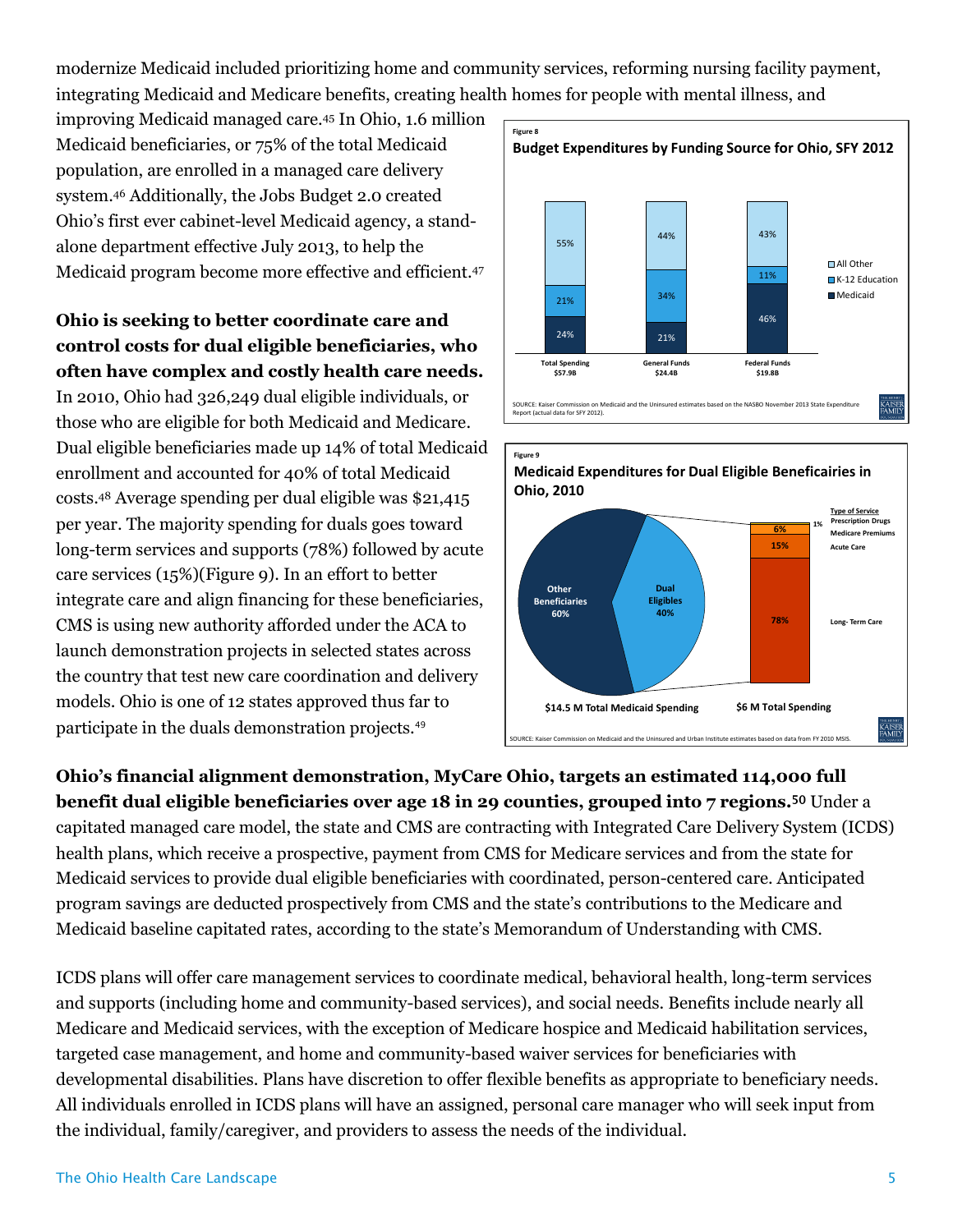modernize Medicaid included prioritizing home and community services, reforming nursing facility payment, integrating Medicaid and Medicare benefits, creating health homes for people with mental illness, and improving Medicaid managed care.[45] In Ohio, 1.6 million Medicaid beneficiaries, or 75% of the total Medicaid population, are enrolled in a managed care delivery system.[46] Additionally, the Jobs Budget 2.0 created Ohio's first ever cabinet-level Medicaid agency, a stand-alone department effective July 2013, to help the Medicaid program become more effective and efficient.[47]

Figure 8

**Budget Expenditures by Funding Source for Ohio, SFY 2012**

| | Total Spending $57.9B | General Funds $24.4B | Federal Funds $19.8B |
|---|---|---|---|
| All Other | 55% | 44% | 43% |
| K-12 Education | 21% | 34% | 11% |
| Medicaid | 24% | 21% | 46% |

SOURCE: Kaiser Commission on Medicaid and the Uninsured estimates based on the NASBO November 2013 State Expenditure Report (actual data for SFY 2012).

**Ohio is seeking to better coordinate care and control costs for dual eligible beneficiaries, who often have complex and costly health care needs.** In 2010, Ohio had 326,249 dual eligible individuals, or those who are eligible for both Medicaid and Medicare. Dual eligible beneficiaries made up 14% of total Medicaid enrollment and accounted for 40% of total Medicaid costs.[48] Average spending per dual eligible was $21,415 per year. The majority spending for duals goes toward long-term services and supports (78%) followed by acute care services (15%)(Figure 9). In an effort to better integrate care and align financing for these beneficiaries, CMS is using new authority afforded under the ACA to launch demonstration projects in selected states across the country that test new care coordination and delivery models. Ohio is one of 12 states approved thus far to participate in the duals demonstration projects.[49]

Figure 9

**Medicaid Expenditures for Dual Eligible Benefecairies in Ohio, 2010**

$14.5 M Total Medicaid Spending: Other Beneficiaries 60%; Dual Eligibles 40%

$6 M Total Spending (Type of Service):

| Type of Service | Share |
|---|---|
| Prescription Drugs | 1% |
| Medicare Premiums | 6% |
| Acute Care | 15% |
| Long- Term Care | 78% |

SOURCE: Kaiser Commission on Medicaid and the Uninsured and Urban Institute estimates based on data from FY 2010 MSIS.

**Ohio's financial alignment demonstration, MyCare Ohio, targets an estimated 114,000 full benefit dual eligible beneficiaries over age 18 in 29 counties, grouped into 7 regions.**[50] Under a capitated managed care model, the state and CMS are contracting with Integrated Care Delivery System (ICDS) health plans, which receive a prospective, payment from CMS for Medicare services and from the state for Medicaid services to provide dual eligible beneficiaries with coordinated, person-centered care. Anticipated program savings are deducted prospectively from CMS and the state's contributions to the Medicare and Medicaid baseline capitated rates, according to the state's Memorandum of Understanding with CMS.

ICDS plans will offer care management services to coordinate medical, behavioral health, long-term services and supports (including home and community-based services), and social needs. Benefits include nearly all Medicare and Medicaid services, with the exception of Medicare hospice and Medicaid habilitation services, targeted case management, and home and community-based waiver services for beneficiaries with developmental disabilities. Plans have discretion to offer flexible benefits as appropriate to beneficiary needs. All individuals enrolled in ICDS plans will have an assigned, personal care manager who will seek input from the individual, family/caregiver, and providers to assess the needs of the individual.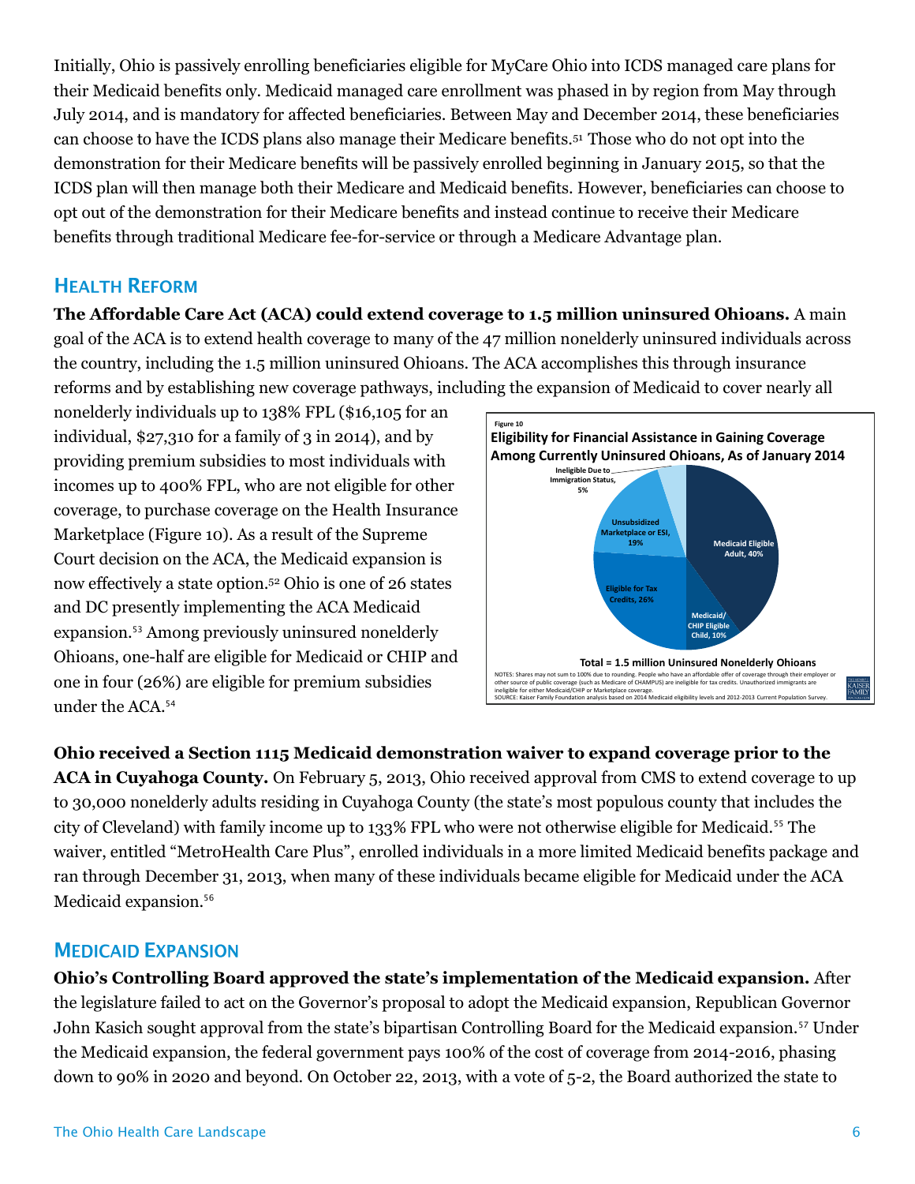Initially, Ohio is passively enrolling beneficiaries eligible for MyCare Ohio into ICDS managed care plans for their Medicaid benefits only. Medicaid managed care enrollment was phased in by region from May through July 2014, and is mandatory for affected beneficiaries. Between May and December 2014, these beneficiaries can choose to have the ICDS plans also manage their Medicare benefits.[51] Those who do not opt into the demonstration for their Medicare benefits will be passively enrolled beginning in January 2015, so that the ICDS plan will then manage both their Medicare and Medicaid benefits. However, beneficiaries can choose to opt out of the demonstration for their Medicare benefits and instead continue to receive their Medicare benefits through traditional Medicare fee-for-service or through a Medicare Advantage plan.

## HEALTH REFORM

**The Affordable Care Act (ACA) could extend coverage to 1.5 million uninsured Ohioans.** A main goal of the ACA is to extend health coverage to many of the 47 million nonelderly uninsured individuals across the country, including the 1.5 million uninsured Ohioans. The ACA accomplishes this through insurance reforms and by establishing new coverage pathways, including the expansion of Medicaid to cover nearly all nonelderly individuals up to 138% FPL ($16,105 for an individual, $27,310 for a family of 3 in 2014), and by providing premium subsidies to most individuals with incomes up to 400% FPL, who are not eligible for other coverage, to purchase coverage on the Health Insurance Marketplace (Figure 10). As a result of the Supreme Court decision on the ACA, the Medicaid expansion is now effectively a state option.[52] Ohio is one of 26 states and DC presently implementing the ACA Medicaid expansion.[53] Among previously uninsured nonelderly Ohioans, one-half are eligible for Medicaid or CHIP and one in four (26%) are eligible for premium subsidies under the ACA.[54]

Figure 10

**Eligibility for Financial Assistance in Gaining Coverage Among Currently Uninsured Ohioans, As of January 2014**

| Category | Share |
|---|---|
| Medicaid Eligible Adult | 40% |
| Medicaid/CHIP Eligible Child | 10% |
| Eligible for Tax Credits | 26% |
| Unsubsidized Marketplace or ESI | 19% |
| Ineligible Due to Immigration Status | 5% |

**Total = 1.5 million Uninsured Nonelderly Ohioans**

NOTES: Shares may not sum to 100% due to rounding. People who have an affordable offer of coverage through their employer or other source of public coverage (such as Medicare of CHAMPUS) are ineligible for tax credits. Unauthorized immigrants are ineligible for either Medicaid/CHIP or Marketplace coverage.
SOURCE: Kaiser Family Foundation analysis based on 2014 Medicaid eligibility levels and 2012-2013 Current Population Survey.

**Ohio received a Section 1115 Medicaid demonstration waiver to expand coverage prior to the ACA in Cuyahoga County.** On February 5, 2013, Ohio received approval from CMS to extend coverage to up to 30,000 nonelderly adults residing in Cuyahoga County (the state's most populous county that includes the city of Cleveland) with family income up to 133% FPL who were not otherwise eligible for Medicaid.[55] The waiver, entitled "MetroHealth Care Plus", enrolled individuals in a more limited Medicaid benefits package and ran through December 31, 2013, when many of these individuals became eligible for Medicaid under the ACA Medicaid expansion.[56]

## MEDICAID EXPANSION

**Ohio's Controlling Board approved the state's implementation of the Medicaid expansion.** After the legislature failed to act on the Governor's proposal to adopt the Medicaid expansion, Republican Governor John Kasich sought approval from the state's bipartisan Controlling Board for the Medicaid expansion.[57] Under the Medicaid expansion, the federal government pays 100% of the cost of coverage from 2014-2016, phasing down to 90% in 2020 and beyond. On October 22, 2013, with a vote of 5-2, the Board authorized the state to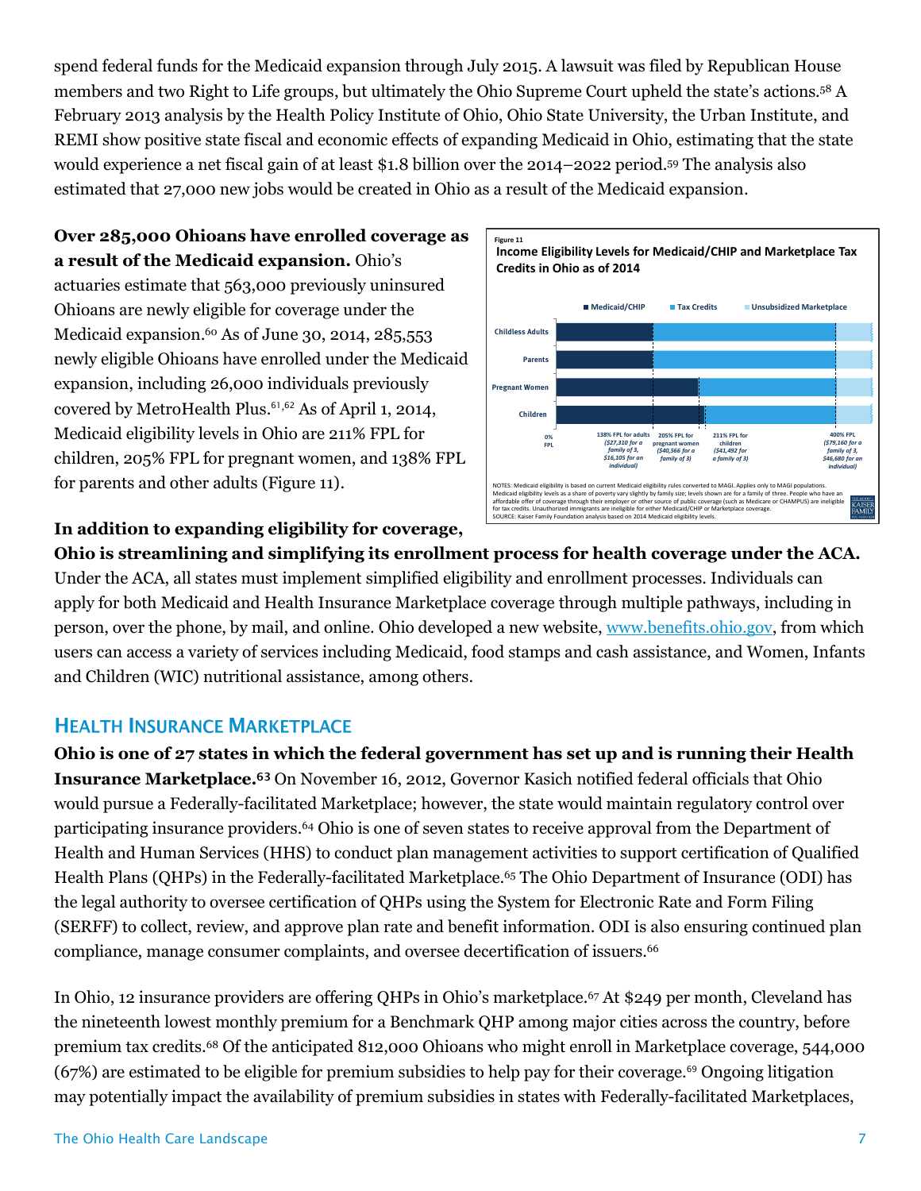spend federal funds for the Medicaid expansion through July 2015. A lawsuit was filed by Republican House members and two Right to Life groups, but ultimately the Ohio Supreme Court upheld the state's actions.[58] A February 2013 analysis by the Health Policy Institute of Ohio, Ohio State University, the Urban Institute, and REMI show positive state fiscal and economic effects of expanding Medicaid in Ohio, estimating that the state would experience a net fiscal gain of at least $1.8 billion over the 2014–2022 period.[59] The analysis also estimated that 27,000 new jobs would be created in Ohio as a result of the Medicaid expansion.

**Over 285,000 Ohioans have enrolled coverage as a result of the Medicaid expansion.** Ohio's actuaries estimate that 563,000 previously uninsured Ohioans are newly eligible for coverage under the Medicaid expansion.[60] As of June 30, 2014, 285,553 newly eligible Ohioans have enrolled under the Medicaid expansion, including 26,000 individuals previously covered by MetroHealth Plus.[61,62] As of April 1, 2014, Medicaid eligibility levels in Ohio are 211% FPL for children, 205% FPL for pregnant women, and 138% FPL for parents and other adults (Figure 11).

Figure 11
**Income Eligibility Levels for Medicaid/CHIP and Marketplace Tax Credits in Ohio as of 2014**

Medicaid/CHIP | Tax Credits | Unsubsidized Marketplace

Childless Adults; Parents; Pregnant Women; Children

0% FPL; 138% FPL for adults ($27,310 for a family of 3, $16,105 for an individual); 205% FPL for pregnant women ($40,566 for a family of 3); 211% FPL for children ($41,492 for a family of 3); 400% FPL ($79,160 for a family of 3, $46,680 for an individual)

NOTES: Medicaid eligibility is based on current Medicaid eligibility rules converted to MAGI. Applies only to MAGI populations. Medicaid eligibility levels as a share of poverty vary slightly by family size; levels shown are for a family of three. People who have an affordable offer of coverage through their employer or other source of public coverage (such as Medicare or CHAMPUS) are ineligible for tax credits. Unauthorized immigrants are ineligible for either Medicaid/CHIP or Marketplace coverage.
SOURCE: Kaiser Family Foundation analysis based on 2014 Medicaid eligibility levels.

**In addition to expanding eligibility for coverage, Ohio is streamlining and simplifying its enrollment process for health coverage under the ACA.** Under the ACA, all states must implement simplified eligibility and enrollment processes. Individuals can apply for both Medicaid and Health Insurance Marketplace coverage through multiple pathways, including in person, over the phone, by mail, and online. Ohio developed a new website, www.benefits.ohio.gov, from which users can access a variety of services including Medicaid, food stamps and cash assistance, and Women, Infants and Children (WIC) nutritional assistance, among others.

## Health Insurance Marketplace

**Ohio is one of 27 states in which the federal government has set up and is running their Health Insurance Marketplace.[63]** On November 16, 2012, Governor Kasich notified federal officials that Ohio would pursue a Federally-facilitated Marketplace; however, the state would maintain regulatory control over participating insurance providers.[64] Ohio is one of seven states to receive approval from the Department of Health and Human Services (HHS) to conduct plan management activities to support certification of Qualified Health Plans (QHPs) in the Federally-facilitated Marketplace.[65] The Ohio Department of Insurance (ODI) has the legal authority to oversee certification of QHPs using the System for Electronic Rate and Form Filing (SERFF) to collect, review, and approve plan rate and benefit information. ODI is also ensuring continued plan compliance, manage consumer complaints, and oversee decertification of issuers.[66]

In Ohio, 12 insurance providers are offering QHPs in Ohio's marketplace.[67] At $249 per month, Cleveland has the nineteenth lowest monthly premium for a Benchmark QHP among major cities across the country, before premium tax credits.[68] Of the anticipated 812,000 Ohioans who might enroll in Marketplace coverage, 544,000 (67%) are estimated to be eligible for premium subsidies to help pay for their coverage.[69] Ongoing litigation may potentially impact the availability of premium subsidies in states with Federally-facilitated Marketplaces,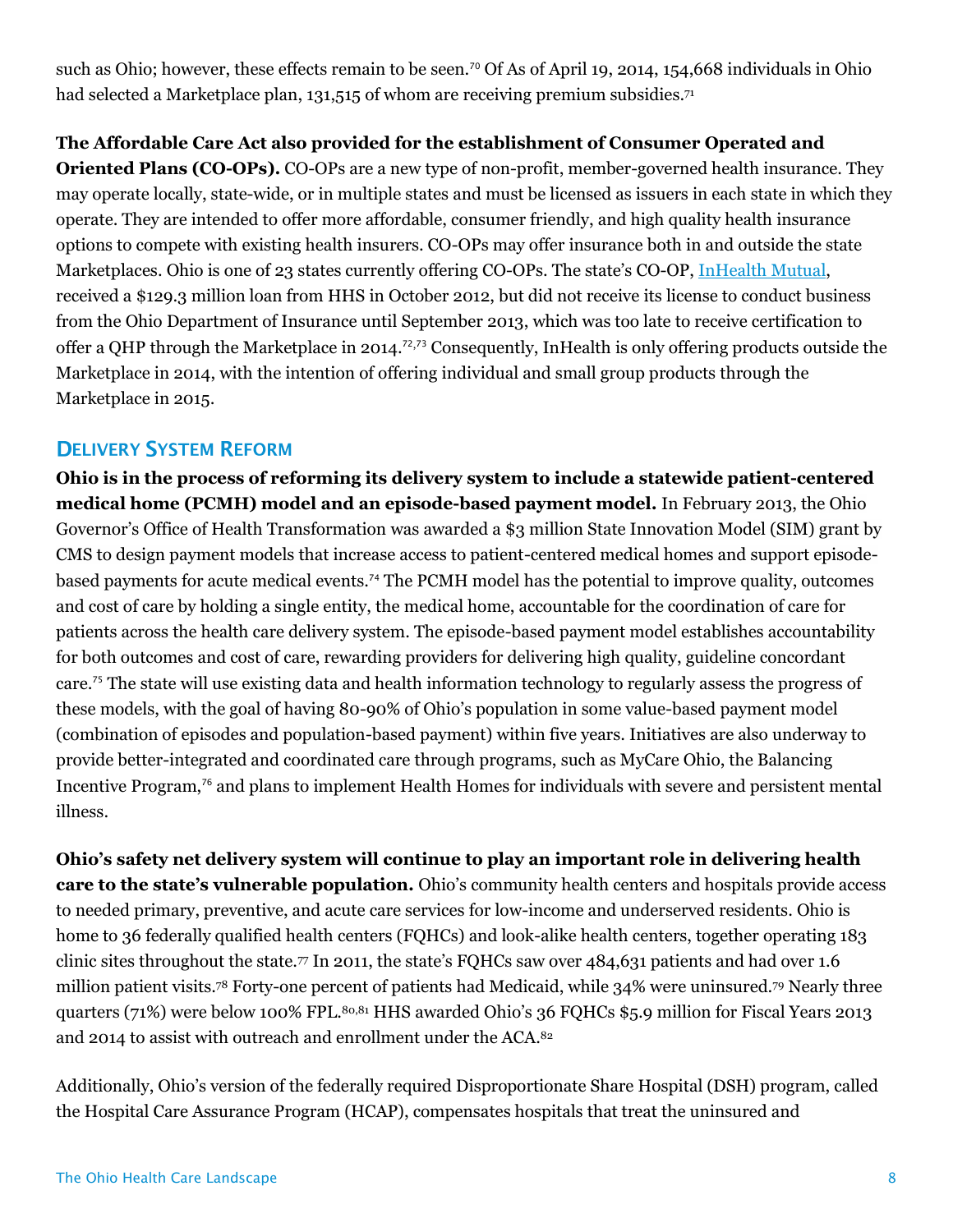such as Ohio; however, these effects remain to be seen.[70] Of As of April 19, 2014, 154,668 individuals in Ohio had selected a Marketplace plan, 131,515 of whom are receiving premium subsidies.[71]

**The Affordable Care Act also provided for the establishment of Consumer Operated and Oriented Plans (CO-OPs).** CO-OPs are a new type of non-profit, member-governed health insurance. They may operate locally, state-wide, or in multiple states and must be licensed as issuers in each state in which they operate. They are intended to offer more affordable, consumer friendly, and high quality health insurance options to compete with existing health insurers. CO-OPs may offer insurance both in and outside the state Marketplaces. Ohio is one of 23 states currently offering CO-OPs. The state's CO-OP, InHealth Mutual, received a $129.3 million loan from HHS in October 2012, but did not receive its license to conduct business from the Ohio Department of Insurance until September 2013, which was too late to receive certification to offer a QHP through the Marketplace in 2014.[72,73] Consequently, InHealth is only offering products outside the Marketplace in 2014, with the intention of offering individual and small group products through the Marketplace in 2015.

## Delivery System Reform

**Ohio is in the process of reforming its delivery system to include a statewide patient-centered medical home (PCMH) model and an episode-based payment model.** In February 2013, the Ohio Governor's Office of Health Transformation was awarded a $3 million State Innovation Model (SIM) grant by CMS to design payment models that increase access to patient-centered medical homes and support episode-based payments for acute medical events.[74] The PCMH model has the potential to improve quality, outcomes and cost of care by holding a single entity, the medical home, accountable for the coordination of care for patients across the health care delivery system. The episode-based payment model establishes accountability for both outcomes and cost of care, rewarding providers for delivering high quality, guideline concordant care.[75] The state will use existing data and health information technology to regularly assess the progress of these models, with the goal of having 80-90% of Ohio's population in some value-based payment model (combination of episodes and population-based payment) within five years. Initiatives are also underway to provide better-integrated and coordinated care through programs, such as MyCare Ohio, the Balancing Incentive Program,[76] and plans to implement Health Homes for individuals with severe and persistent mental illness.

**Ohio's safety net delivery system will continue to play an important role in delivering health care to the state's vulnerable population.** Ohio's community health centers and hospitals provide access to needed primary, preventive, and acute care services for low-income and underserved residents. Ohio is home to 36 federally qualified health centers (FQHCs) and look-alike health centers, together operating 183 clinic sites throughout the state.[77] In 2011, the state's FQHCs saw over 484,631 patients and had over 1.6 million patient visits.[78] Forty-one percent of patients had Medicaid, while 34% were uninsured.[79] Nearly three quarters (71%) were below 100% FPL.[80,81] HHS awarded Ohio's 36 FQHCs $5.9 million for Fiscal Years 2013 and 2014 to assist with outreach and enrollment under the ACA.[82]

Additionally, Ohio's version of the federally required Disproportionate Share Hospital (DSH) program, called the Hospital Care Assurance Program (HCAP), compensates hospitals that treat the uninsured and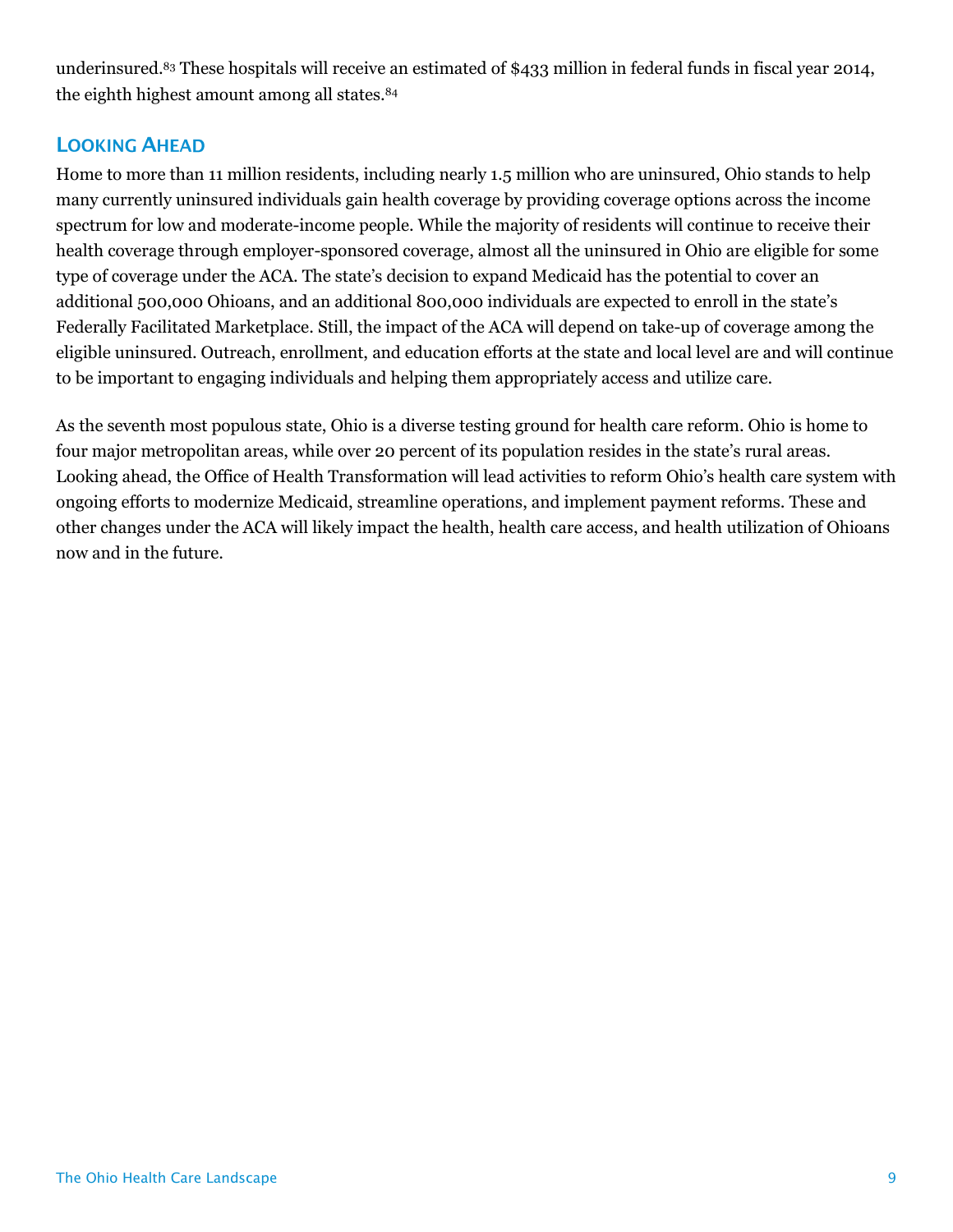underinsured.[83] These hospitals will receive an estimated of $433 million in federal funds in fiscal year 2014, the eighth highest amount among all states.[84]

## Looking Ahead

Home to more than 11 million residents, including nearly 1.5 million who are uninsured, Ohio stands to help many currently uninsured individuals gain health coverage by providing coverage options across the income spectrum for low and moderate-income people. While the majority of residents will continue to receive their health coverage through employer-sponsored coverage, almost all the uninsured in Ohio are eligible for some type of coverage under the ACA. The state's decision to expand Medicaid has the potential to cover an additional 500,000 Ohioans, and an additional 800,000 individuals are expected to enroll in the state's Federally Facilitated Marketplace. Still, the impact of the ACA will depend on take-up of coverage among the eligible uninsured. Outreach, enrollment, and education efforts at the state and local level are and will continue to be important to engaging individuals and helping them appropriately access and utilize care.

As the seventh most populous state, Ohio is a diverse testing ground for health care reform. Ohio is home to four major metropolitan areas, while over 20 percent of its population resides in the state's rural areas. Looking ahead, the Office of Health Transformation will lead activities to reform Ohio's health care system with ongoing efforts to modernize Medicaid, streamline operations, and implement payment reforms. These and other changes under the ACA will likely impact the health, health care access, and health utilization of Ohioans now and in the future.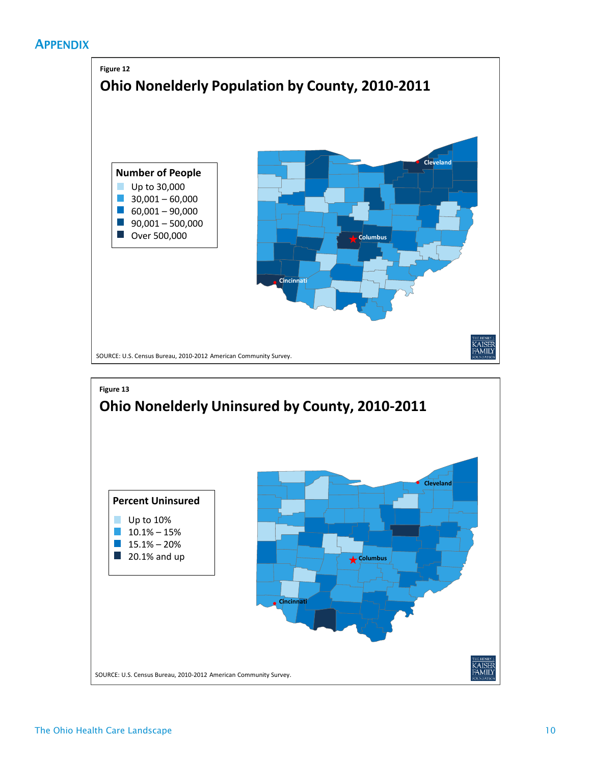## APPENDIX

Figure 12

### Ohio Nonelderly Population by County, 2010-2011

**Number of People**

- Up to 30,000
- 30,001 – 60,000
- 60,001 – 90,000
- 90,001 – 500,000
- Over 500,000

Cleveland

Columbus

Cincinnati

SOURCE: U.S. Census Bureau, 2010-2012 American Community Survey.

Figure 13

### Ohio Nonelderly Uninsured by County, 2010-2011

**Percent Uninsured**

- Up to 10%
- 10.1% – 15%
- 15.1% – 20%
- 20.1% and up

Cleveland

Columbus

Cincinnati

SOURCE: U.S. Census Bureau, 2010-2012 American Community Survey.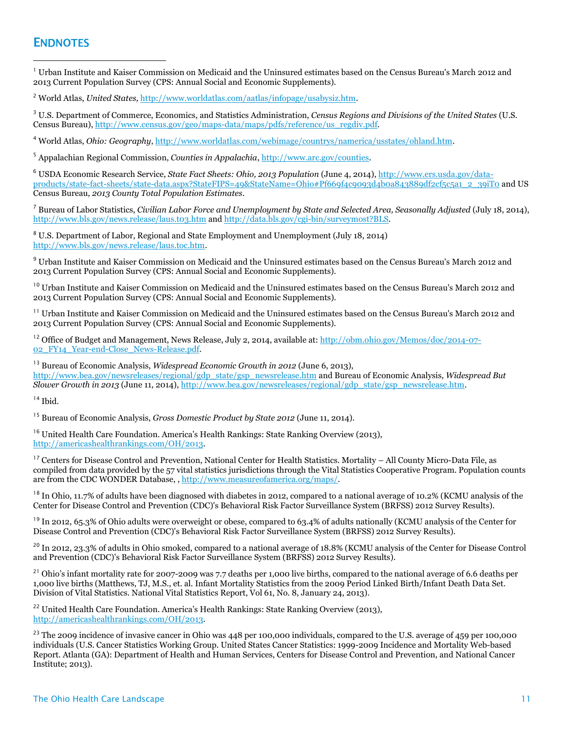## ENDNOTES

[1] Urban Institute and Kaiser Commission on Medicaid and the Uninsured estimates based on the Census Bureau's March 2012 and 2013 Current Population Survey (CPS: Annual Social and Economic Supplements).

[2] World Atlas, *United States,* http://www.worldatlas.com/aatlas/infopage/usabysiz.htm.

[3] U.S. Department of Commerce, Economics, and Statistics Administration, *Census Regions and Divisions of the United States* (U.S. Census Bureau), http://www.census.gov/geo/maps-data/maps/pdfs/reference/us_regdiv.pdf.

[4] World Atlas, *Ohio: Geography*, http://www.worldatlas.com/webimage/countrys/namerica/usstates/ohland.htm.

[5] Appalachian Regional Commission, *Counties in Appalachia*, http://www.arc.gov/counties.

[6] USDA Economic Research Service, *State Fact Sheets: Ohio, 2013 Population* (June 4, 2014), http://www.ers.usda.gov/data-products/state-fact-sheets/state-data.aspx?StateFIPS=49&StateName=Ohio#Pf669f4c9093d4b0a843889df2cf5c5a1_2_39iT0 and US Census Bureau, *2013 County Total Population Estimates*.

[7] Bureau of Labor Statistics, *Civilian Labor Force and Unemployment by State and Selected Area, Seasonally Adjusted* (July 18, 2014), http://www.bls.gov/news.release/laus.t03.htm and http://data.bls.gov/cgi-bin/surveymost?BLS.

[8] U.S. Department of Labor, Regional and State Employment and Unemployment (July 18, 2014) http://www.bls.gov/news.release/laus.toc.htm.

[9] Urban Institute and Kaiser Commission on Medicaid and the Uninsured estimates based on the Census Bureau's March 2012 and 2013 Current Population Survey (CPS: Annual Social and Economic Supplements).

[10] Urban Institute and Kaiser Commission on Medicaid and the Uninsured estimates based on the Census Bureau's March 2012 and 2013 Current Population Survey (CPS: Annual Social and Economic Supplements).

[11] Urban Institute and Kaiser Commission on Medicaid and the Uninsured estimates based on the Census Bureau's March 2012 and 2013 Current Population Survey (CPS: Annual Social and Economic Supplements).

[12] Office of Budget and Management, News Release, July 2, 2014, available at: http://obm.ohio.gov/Memos/doc/2014-07-02_FY14_Year-end-Close_News-Release.pdf.

[13] Bureau of Economic Analysis, *Widespread Economic Growth in 2012* (June 6, 2013), http://www.bea.gov/newsreleases/regional/gdp_state/gsp_newsrelease.htm and Bureau of Economic Analysis, *Widespread But Slower Growth in 2013* (June 11, 2014), http://www.bea.gov/newsreleases/regional/gdp_state/gsp_newsrelease.htm.

[14] Ibid.

[15] Bureau of Economic Analysis, *Gross Domestic Product by State 2012* (June 11, 2014).

[16] United Health Care Foundation. America's Health Rankings: State Ranking Overview (2013), http://americashealthrankings.com/OH/2013.

[17] Centers for Disease Control and Prevention, National Center for Health Statistics. Mortality – All County Micro-Data File, as compiled from data provided by the 57 vital statistics jurisdictions through the Vital Statistics Cooperative Program. Population counts are from the CDC WONDER Database, , http://www.measureofamerica.org/maps/.

[18] In Ohio, 11.7% of adults have been diagnosed with diabetes in 2012, compared to a national average of 10.2% (KCMU analysis of the Center for Disease Control and Prevention (CDC)'s Behavioral Risk Factor Surveillance System (BRFSS) 2012 Survey Results).

[19] In 2012, 65.3% of Ohio adults were overweight or obese, compared to 63.4% of adults nationally (KCMU analysis of the Center for Disease Control and Prevention (CDC)'s Behavioral Risk Factor Surveillance System (BRFSS) 2012 Survey Results).

[20] In 2012, 23.3% of adults in Ohio smoked, compared to a national average of 18.8% (KCMU analysis of the Center for Disease Control and Prevention (CDC)'s Behavioral Risk Factor Surveillance System (BRFSS) 2012 Survey Results).

[21] Ohio's infant mortality rate for 2007-2009 was 7.7 deaths per 1,000 live births, compared to the national average of 6.6 deaths per 1,000 live births (Matthews, TJ, M.S., et. al. Infant Mortality Statistics from the 2009 Period Linked Birth/Infant Death Data Set. Division of Vital Statistics. National Vital Statistics Report, Vol 61, No. 8, January 24, 2013).

[22] United Health Care Foundation. America's Health Rankings: State Ranking Overview (2013), http://americashealthrankings.com/OH/2013.

[23] The 2009 incidence of invasive cancer in Ohio was 448 per 100,000 individuals, compared to the U.S. average of 459 per 100,000 individuals (U.S. Cancer Statistics Working Group. United States Cancer Statistics: 1999-2009 Incidence and Mortality Web-based Report. Atlanta (GA): Department of Health and Human Services, Centers for Disease Control and Prevention, and National Cancer Institute; 2013).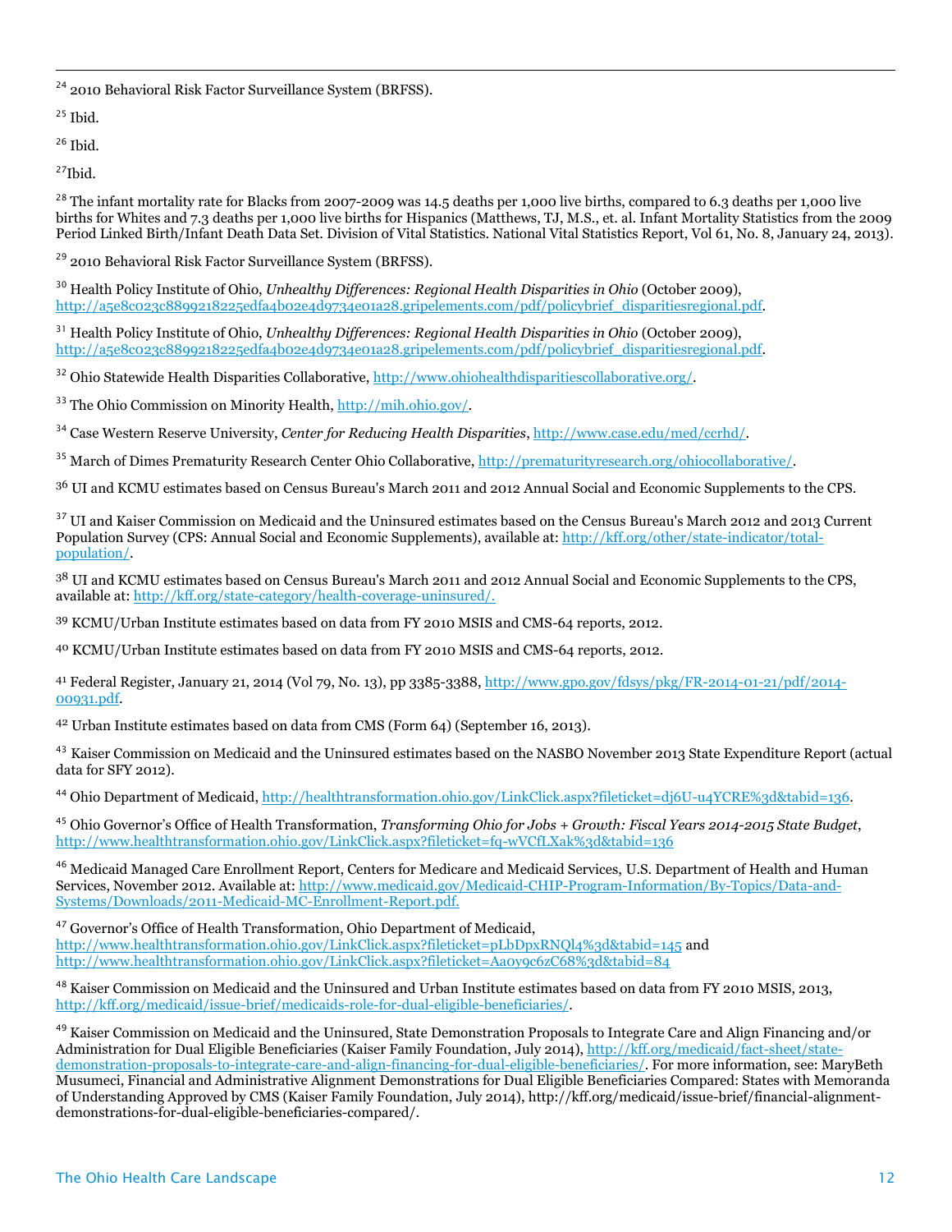[24] 2010 Behavioral Risk Factor Surveillance System (BRFSS).

[25] Ibid.

[26] Ibid.

[27] Ibid.

[28] The infant mortality rate for Blacks from 2007-2009 was 14.5 deaths per 1,000 live births, compared to 6.3 deaths per 1,000 live births for Whites and 7.3 deaths per 1,000 live births for Hispanics (Matthews, TJ, M.S., et. al. Infant Mortality Statistics from the 2009 Period Linked Birth/Infant Death Data Set. Division of Vital Statistics. National Vital Statistics Report, Vol 61, No. 8, January 24, 2013).

[29] 2010 Behavioral Risk Factor Surveillance System (BRFSS).

[30] Health Policy Institute of Ohio, *Unhealthy Differences: Regional Health Disparities in Ohio* (October 2009), http://a5e8c023c8899218225edfa4b02e4d9734e01a28.gripelements.com/pdf/policybrief_disparitiesregional.pdf.

[31] Health Policy Institute of Ohio, *Unhealthy Differences: Regional Health Disparities in Ohio* (October 2009), http://a5e8c023c8899218225edfa4b02e4d9734e01a28.gripelements.com/pdf/policybrief_disparitiesregional.pdf.

[32] Ohio Statewide Health Disparities Collaborative, http://www.ohiohealthdisparitiescollaborative.org/.

[33] The Ohio Commission on Minority Health, http://mih.ohio.gov/.

[34] Case Western Reserve University, *Center for Reducing Health Disparities*, http://www.case.edu/med/ccrhd/.

[35] March of Dimes Prematurity Research Center Ohio Collaborative, http://prematurityresearch.org/ohiocollaborative/.

[36] UI and KCMU estimates based on Census Bureau's March 2011 and 2012 Annual Social and Economic Supplements to the CPS.

[37] UI and Kaiser Commission on Medicaid and the Uninsured estimates based on the Census Bureau's March 2012 and 2013 Current Population Survey (CPS: Annual Social and Economic Supplements), available at: http://kff.org/other/state-indicator/total-population/.

[38] UI and KCMU estimates based on Census Bureau's March 2011 and 2012 Annual Social and Economic Supplements to the CPS, available at: http://kff.org/state-category/health-coverage-uninsured/.

[39] KCMU/Urban Institute estimates based on data from FY 2010 MSIS and CMS-64 reports, 2012.

[40] KCMU/Urban Institute estimates based on data from FY 2010 MSIS and CMS-64 reports, 2012.

[41] Federal Register, January 21, 2014 (Vol 79, No. 13), pp 3385-3388, http://www.gpo.gov/fdsys/pkg/FR-2014-01-21/pdf/2014-00931.pdf.

[42] Urban Institute estimates based on data from CMS (Form 64) (September 16, 2013).

[43] Kaiser Commission on Medicaid and the Uninsured estimates based on the NASBO November 2013 State Expenditure Report (actual data for SFY 2012).

[44] Ohio Department of Medicaid, http://healthtransformation.ohio.gov/LinkClick.aspx?fileticket=dj6U-u4YCRE%3d&tabid=136.

[45] Ohio Governor's Office of Health Transformation, *Transforming Ohio for Jobs + Growth: Fiscal Years 2014-2015 State Budget*, http://www.healthtransformation.ohio.gov/LinkClick.aspx?fileticket=fq-wVCfLXak%3d&tabid=136

[46] Medicaid Managed Care Enrollment Report, Centers for Medicare and Medicaid Services, U.S. Department of Health and Human Services, November 2012. Available at: http://www.medicaid.gov/Medicaid-CHIP-Program-Information/By-Topics/Data-and-Systems/Downloads/2011-Medicaid-MC-Enrollment-Report.pdf.

[47] Governor's Office of Health Transformation, Ohio Department of Medicaid, http://www.healthtransformation.ohio.gov/LinkClick.aspx?fileticket=pLbDpxRNQl4%3d&tabid=145 and http://www.healthtransformation.ohio.gov/LinkClick.aspx?fileticket=Aa0y9c6zC68%3d&tabid=84

[48] Kaiser Commission on Medicaid and the Uninsured and Urban Institute estimates based on data from FY 2010 MSIS, 2013, http://kff.org/medicaid/issue-brief/medicaids-role-for-dual-eligible-beneficiaries/.

[49] Kaiser Commission on Medicaid and the Uninsured, State Demonstration Proposals to Integrate Care and Align Financing and/or Administration for Dual Eligible Beneficiaries (Kaiser Family Foundation, July 2014), http://kff.org/medicaid/fact-sheet/state-demonstration-proposals-to-integrate-care-and-align-financing-for-dual-eligible-beneficiaries/. For more information, see: MaryBeth Musumeci, Financial and Administrative Alignment Demonstrations for Dual Eligible Beneficiaries Compared: States with Memoranda of Understanding Approved by CMS (Kaiser Family Foundation, July 2014), http://kff.org/medicaid/issue-brief/financial-alignment-demonstrations-for-dual-eligible-beneficiaries-compared/.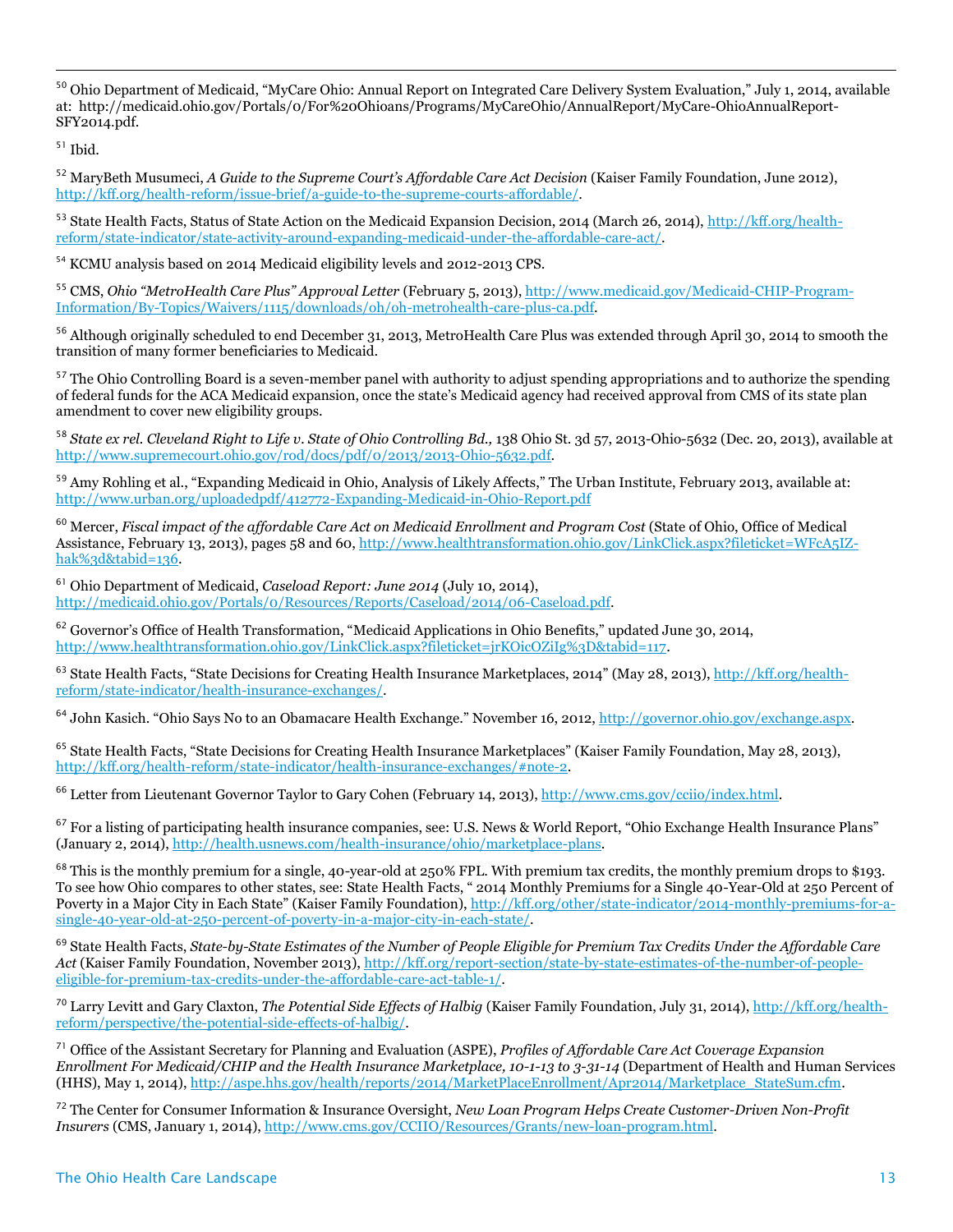[50] Ohio Department of Medicaid, "MyCare Ohio: Annual Report on Integrated Care Delivery System Evaluation," July 1, 2014, available at: http://medicaid.ohio.gov/Portals/0/For%20Ohioans/Programs/MyCareOhio/AnnualReport/MyCare-OhioAnnualReport-SFY2014.pdf.

[51] Ibid.

[52] MaryBeth Musumeci, *A Guide to the Supreme Court's Affordable Care Act Decision* (Kaiser Family Foundation, June 2012), http://kff.org/health-reform/issue-brief/a-guide-to-the-supreme-courts-affordable/.

[53] State Health Facts, Status of State Action on the Medicaid Expansion Decision, 2014 (March 26, 2014), http://kff.org/health-reform/state-indicator/state-activity-around-expanding-medicaid-under-the-affordable-care-act/.

[54] KCMU analysis based on 2014 Medicaid eligibility levels and 2012-2013 CPS.

[55] CMS, *Ohio "MetroHealth Care Plus" Approval Letter* (February 5, 2013), http://www.medicaid.gov/Medicaid-CHIP-Program-Information/By-Topics/Waivers/1115/downloads/oh/oh-metrohealth-care-plus-ca.pdf.

[56] Although originally scheduled to end December 31, 2013, MetroHealth Care Plus was extended through April 30, 2014 to smooth the transition of many former beneficiaries to Medicaid.

[57] The Ohio Controlling Board is a seven-member panel with authority to adjust spending appropriations and to authorize the spending of federal funds for the ACA Medicaid expansion, once the state's Medicaid agency had received approval from CMS of its state plan amendment to cover new eligibility groups.

[58] *State ex rel. Cleveland Right to Life v. State of Ohio Controlling Bd.,* 138 Ohio St. 3d 57, 2013-Ohio-5632 (Dec. 20, 2013), available at http://www.supremecourt.ohio.gov/rod/docs/pdf/0/2013/2013-Ohio-5632.pdf.

[59] Amy Rohling et al., "Expanding Medicaid in Ohio, Analysis of Likely Affects," The Urban Institute, February 2013, available at: http://www.urban.org/uploadedpdf/412772-Expanding-Medicaid-in-Ohio-Report.pdf

[60] Mercer, *Fiscal impact of the affordable Care Act on Medicaid Enrollment and Program Cost* (State of Ohio, Office of Medical Assistance, February 13, 2013), pages 58 and 60, http://www.healthtransformation.ohio.gov/LinkClick.aspx?fileticket=WFcA5IZ-hak%3d&tabid=136.

[61] Ohio Department of Medicaid, *Caseload Report: June 2014* (July 10, 2014), http://medicaid.ohio.gov/Portals/0/Resources/Reports/Caseload/2014/06-Caseload.pdf.

[62] Governor's Office of Health Transformation, "Medicaid Applications in Ohio Benefits," updated June 30, 2014, http://www.healthtransformation.ohio.gov/LinkClick.aspx?fileticket=jrKOicOZiIg%3D&tabid=117.

[63] State Health Facts, "State Decisions for Creating Health Insurance Marketplaces, 2014" (May 28, 2013), http://kff.org/health-reform/state-indicator/health-insurance-exchanges/.

[64] John Kasich. "Ohio Says No to an Obamacare Health Exchange." November 16, 2012, http://governor.ohio.gov/exchange.aspx.

[65] State Health Facts, "State Decisions for Creating Health Insurance Marketplaces" (Kaiser Family Foundation, May 28, 2013), http://kff.org/health-reform/state-indicator/health-insurance-exchanges/#note-2.

[66] Letter from Lieutenant Governor Taylor to Gary Cohen (February 14, 2013), http://www.cms.gov/cciio/index.html.

[67] For a listing of participating health insurance companies, see: U.S. News & World Report, "Ohio Exchange Health Insurance Plans" (January 2, 2014), http://health.usnews.com/health-insurance/ohio/marketplace-plans.

[68] This is the monthly premium for a single, 40-year-old at 250% FPL. With premium tax credits, the monthly premium drops to $193. To see how Ohio compares to other states, see: State Health Facts, " 2014 Monthly Premiums for a Single 40-Year-Old at 250 Percent of Poverty in a Major City in Each State" (Kaiser Family Foundation), http://kff.org/other/state-indicator/2014-monthly-premiums-for-a-single-40-year-old-at-250-percent-of-poverty-in-a-major-city-in-each-state/.

[69] State Health Facts, *State-by-State Estimates of the Number of People Eligible for Premium Tax Credits Under the Affordable Care Act* (Kaiser Family Foundation, November 2013), http://kff.org/report-section/state-by-state-estimates-of-the-number-of-people-eligible-for-premium-tax-credits-under-the-affordable-care-act-table-1/.

[70] Larry Levitt and Gary Claxton, *The Potential Side Effects of Halbig* (Kaiser Family Foundation, July 31, 2014), http://kff.org/health-reform/perspective/the-potential-side-effects-of-halbig/.

[71] Office of the Assistant Secretary for Planning and Evaluation (ASPE), *Profiles of Affordable Care Act Coverage Expansion Enrollment For Medicaid/CHIP and the Health Insurance Marketplace, 10-1-13 to 3-31-14* (Department of Health and Human Services (HHS), May 1, 2014), http://aspe.hhs.gov/health/reports/2014/MarketPlaceEnrollment/Apr2014/Marketplace_StateSum.cfm.

[72] The Center for Consumer Information & Insurance Oversight, *New Loan Program Helps Create Customer-Driven Non-Profit Insurers* (CMS, January 1, 2014), http://www.cms.gov/CCIIO/Resources/Grants/new-loan-program.html.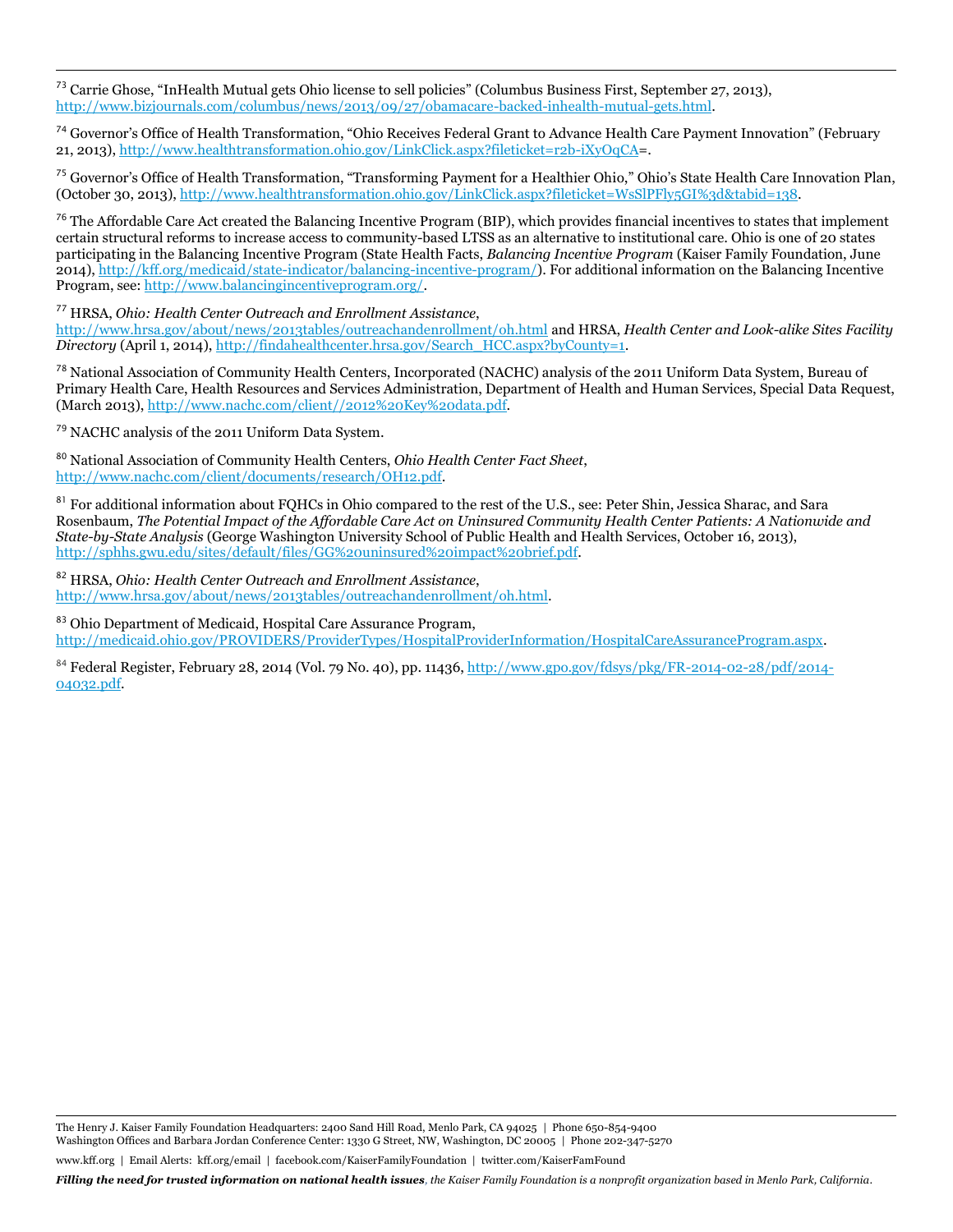[73] Carrie Ghose, "InHealth Mutual gets Ohio license to sell policies" (Columbus Business First, September 27, 2013), http://www.bizjournals.com/columbus/news/2013/09/27/obamacare-backed-inhealth-mutual-gets.html.

[74] Governor's Office of Health Transformation, "Ohio Receives Federal Grant to Advance Health Care Payment Innovation" (February 21, 2013), http://www.healthtransformation.ohio.gov/LinkClick.aspx?fileticket=r2b-iXyOqCA=.

[75] Governor's Office of Health Transformation, "Transforming Payment for a Healthier Ohio," Ohio's State Health Care Innovation Plan, (October 30, 2013), http://www.healthtransformation.ohio.gov/LinkClick.aspx?fileticket=WsSlPFly5GI%3d&tabid=138.

[76] The Affordable Care Act created the Balancing Incentive Program (BIP), which provides financial incentives to states that implement certain structural reforms to increase access to community-based LTSS as an alternative to institutional care. Ohio is one of 20 states participating in the Balancing Incentive Program (State Health Facts, *Balancing Incentive Program* (Kaiser Family Foundation, June 2014), http://kff.org/medicaid/state-indicator/balancing-incentive-program/). For additional information on the Balancing Incentive Program, see: http://www.balancingincentiveprogram.org/.

[77] HRSA, *Ohio: Health Center Outreach and Enrollment Assistance*, http://www.hrsa.gov/about/news/2013tables/outreachandenrollment/oh.html and HRSA, *Health Center and Look-alike Sites Facility Directory* (April 1, 2014), http://findahealthcenter.hrsa.gov/Search_HCC.aspx?byCounty=1.

[78] National Association of Community Health Centers, Incorporated (NACHC) analysis of the 2011 Uniform Data System, Bureau of Primary Health Care, Health Resources and Services Administration, Department of Health and Human Services, Special Data Request, (March 2013), http://www.nachc.com/client//2012%20Key%20data.pdf.

[79] NACHC analysis of the 2011 Uniform Data System.

[80] National Association of Community Health Centers, *Ohio Health Center Fact Sheet*, http://www.nachc.com/client/documents/research/OH12.pdf.

[81] For additional information about FQHCs in Ohio compared to the rest of the U.S., see: Peter Shin, Jessica Sharac, and Sara Rosenbaum, *The Potential Impact of the Affordable Care Act on Uninsured Community Health Center Patients: A Nationwide and State-by-State Analysis* (George Washington University School of Public Health and Health Services, October 16, 2013), http://sphhs.gwu.edu/sites/default/files/GG%20uninsured%20impact%20brief.pdf.

[82] HRSA, *Ohio: Health Center Outreach and Enrollment Assistance*, http://www.hrsa.gov/about/news/2013tables/outreachandenrollment/oh.html.

[83] Ohio Department of Medicaid, Hospital Care Assurance Program, http://medicaid.ohio.gov/PROVIDERS/ProviderTypes/HospitalProviderInformation/HospitalCareAssuranceProgram.aspx.

[84] Federal Register, February 28, 2014 (Vol. 79 No. 40), pp. 11436, http://www.gpo.gov/fdsys/pkg/FR-2014-02-28/pdf/2014-04032.pdf.

The Henry J. Kaiser Family Foundation Headquarters: 2400 Sand Hill Road, Menlo Park, CA 94025 | Phone 650-854-9400
Washington Offices and Barbara Jordan Conference Center: 1330 G Street, NW, Washington, DC 20005 | Phone 202-347-5270

www.kff.org | Email Alerts: kff.org/email | facebook.com/KaiserFamilyFoundation | twitter.com/KaiserFamFound

***Filling the need for trusted information on national health issues**, the Kaiser Family Foundation is a nonprofit organization based in Menlo Park, California.*